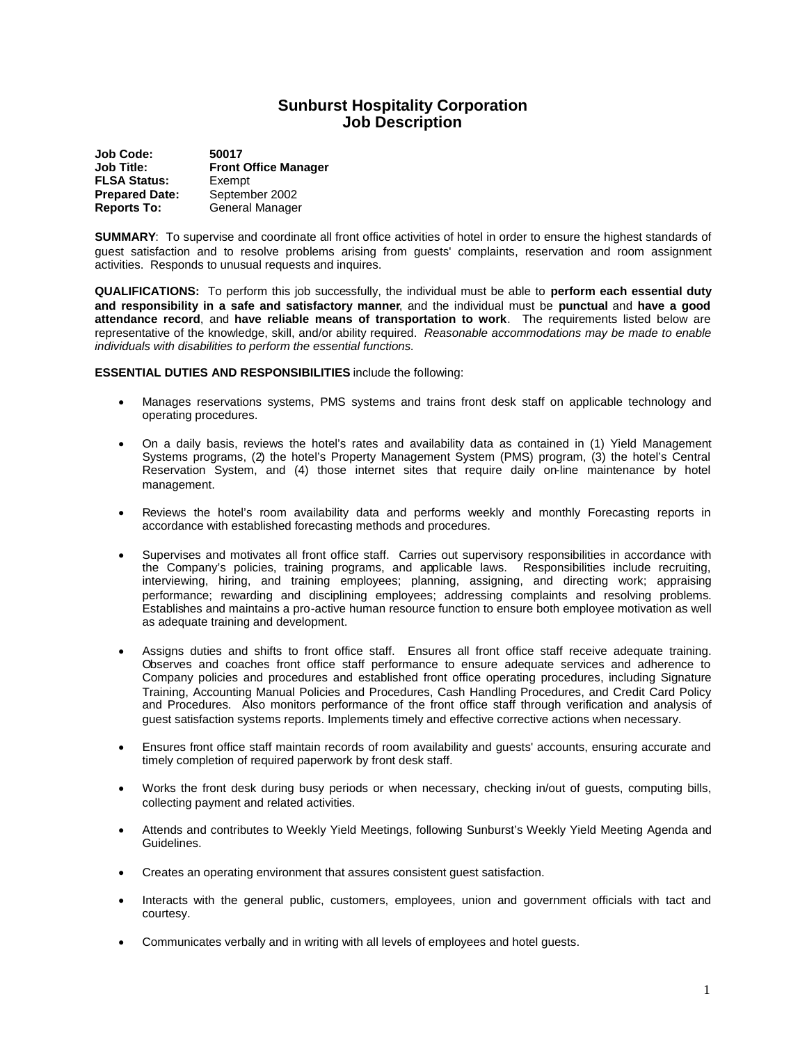# Sunburst Hospitality Corporation
# Job Description

**Job Code:** **50017**
**Job Title:** **Front Office Manager**
**FLSA Status:** Exempt
**Prepared Date:** September 2002
**Reports To:** General Manager

**SUMMARY**: To supervise and coordinate all front office activities of hotel in order to ensure the highest standards of guest satisfaction and to resolve problems arising from guests' complaints, reservation and room assignment activities. Responds to unusual requests and inquires.

**QUALIFICATIONS:** To perform this job successfully, the individual must be able to **perform each essential duty and responsibility in a safe and satisfactory manner**, and the individual must be **punctual** and **have a good attendance record**, and **have reliable means of transportation to work**. The requirements listed below are representative of the knowledge, skill, and/or ability required. *Reasonable accommodations may be made to enable individuals with disabilities to perform the essential functions.*

**ESSENTIAL DUTIES AND RESPONSIBILITIES** include the following:

- Manages reservations systems, PMS systems and trains front desk staff on applicable technology and operating procedures.

- On a daily basis, reviews the hotel's rates and availability data as contained in (1) Yield Management Systems programs, (2) the hotel's Property Management System (PMS) program, (3) the hotel's Central Reservation System, and (4) those internet sites that require daily on-line maintenance by hotel management.

- Reviews the hotel's room availability data and performs weekly and monthly Forecasting reports in accordance with established forecasting methods and procedures.

- Supervises and motivates all front office staff. Carries out supervisory responsibilities in accordance with the Company's policies, training programs, and applicable laws. Responsibilities include recruiting, interviewing, hiring, and training employees; planning, assigning, and directing work; appraising performance; rewarding and disciplining employees; addressing complaints and resolving problems. Establishes and maintains a pro-active human resource function to ensure both employee motivation as well as adequate training and development.

- Assigns duties and shifts to front office staff. Ensures all front office staff receive adequate training. Observes and coaches front office staff performance to ensure adequate services and adherence to Company policies and procedures and established front office operating procedures, including Signature Training, Accounting Manual Policies and Procedures, Cash Handling Procedures, and Credit Card Policy and Procedures. Also monitors performance of the front office staff through verification and analysis of guest satisfaction systems reports. Implements timely and effective corrective actions when necessary.

- Ensures front office staff maintain records of room availability and guests' accounts, ensuring accurate and timely completion of required paperwork by front desk staff.

- Works the front desk during busy periods or when necessary, checking in/out of guests, computing bills, collecting payment and related activities.

- Attends and contributes to Weekly Yield Meetings, following Sunburst's Weekly Yield Meeting Agenda and Guidelines.

- Creates an operating environment that assures consistent guest satisfaction.

- Interacts with the general public, customers, employees, union and government officials with tact and courtesy.

- Communicates verbally and in writing with all levels of employees and hotel guests.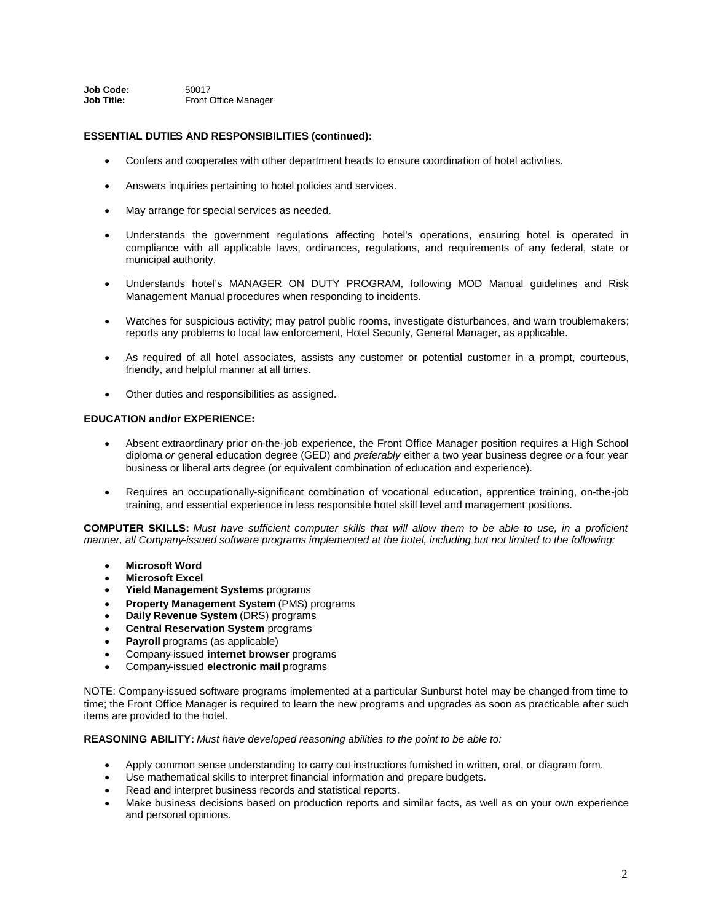**Job Code:** 50017
**Job Title:** Front Office Manager

**ESSENTIAL DUTIES AND RESPONSIBILITIES (continued):**

- Confers and cooperates with other department heads to ensure coordination of hotel activities.
- Answers inquiries pertaining to hotel policies and services.
- May arrange for special services as needed.
- Understands the government regulations affecting hotel's operations, ensuring hotel is operated in compliance with all applicable laws, ordinances, regulations, and requirements of any federal, state or municipal authority.
- Understands hotel's MANAGER ON DUTY PROGRAM, following MOD Manual guidelines and Risk Management Manual procedures when responding to incidents.
- Watches for suspicious activity; may patrol public rooms, investigate disturbances, and warn troublemakers; reports any problems to local law enforcement, Hotel Security, General Manager, as applicable.
- As required of all hotel associates, assists any customer or potential customer in a prompt, courteous, friendly, and helpful manner at all times.
- Other duties and responsibilities as assigned.

**EDUCATION and/or EXPERIENCE:**

- Absent extraordinary prior on-the-job experience, the Front Office Manager position requires a High School diploma *or* general education degree (GED) and *preferably* either a two year business degree *or* a four year business or liberal arts degree (or equivalent combination of education and experience).
- Requires an occupationally-significant combination of vocational education, apprentice training, on-the-job training, and essential experience in less responsible hotel skill level and management positions.

**COMPUTER SKILLS:** *Must have sufficient computer skills that will allow them to be able to use, in a proficient manner, all Company-issued software programs implemented at the hotel, including but not limited to the following:*

- **Microsoft Word**
- **Microsoft Excel**
- **Yield Management Systems** programs
- **Property Management System** (PMS) programs
- **Daily Revenue System** (DRS) programs
- **Central Reservation System** programs
- **Payroll** programs (as applicable)
- Company-issued **internet browser** programs
- Company-issued **electronic mail** programs

NOTE: Company-issued software programs implemented at a particular Sunburst hotel may be changed from time to time; the Front Office Manager is required to learn the new programs and upgrades as soon as practicable after such items are provided to the hotel.

**REASONING ABILITY:** *Must have developed reasoning abilities to the point to be able to:*

- Apply common sense understanding to carry out instructions furnished in written, oral, or diagram form.
- Use mathematical skills to interpret financial information and prepare budgets.
- Read and interpret business records and statistical reports.
- Make business decisions based on production reports and similar facts, as well as on your own experience and personal opinions.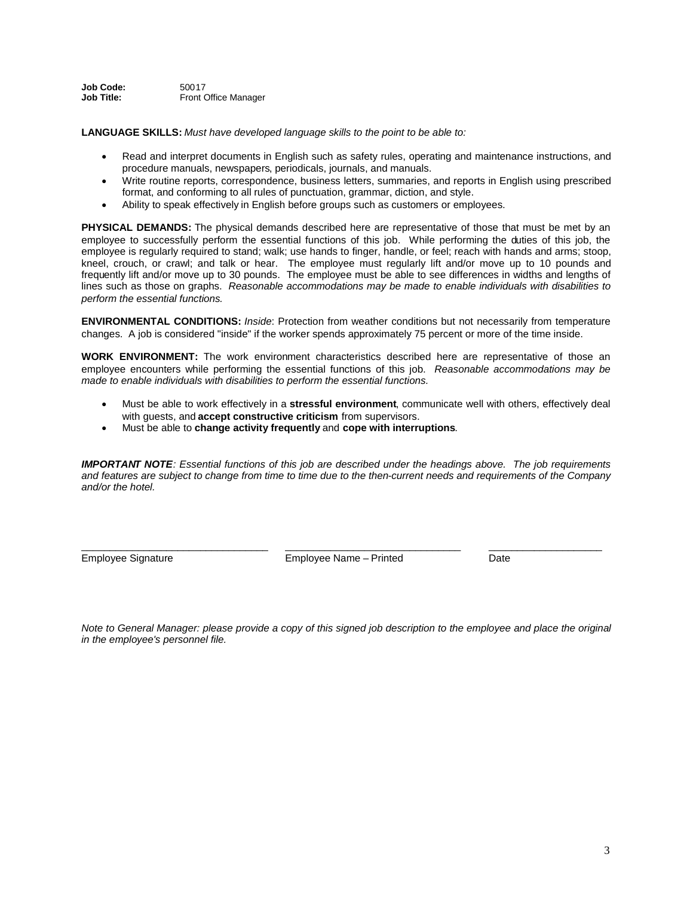**Job Code:** 50017
**Job Title:** Front Office Manager

**LANGUAGE SKILLS:** *Must have developed language skills to the point to be able to:*

- Read and interpret documents in English such as safety rules, operating and maintenance instructions, and procedure manuals, newspapers, periodicals, journals, and manuals.
- Write routine reports, correspondence, business letters, summaries, and reports in English using prescribed format, and conforming to all rules of punctuation, grammar, diction, and style.
- Ability to speak effectively in English before groups such as customers or employees.

**PHYSICAL DEMANDS:** The physical demands described here are representative of those that must be met by an employee to successfully perform the essential functions of this job. While performing the duties of this job, the employee is regularly required to stand; walk; use hands to finger, handle, or feel; reach with hands and arms; stoop, kneel, crouch, or crawl; and talk or hear. The employee must regularly lift and/or move up to 10 pounds and frequently lift and/or move up to 30 pounds. The employee must be able to see differences in widths and lengths of lines such as those on graphs. *Reasonable accommodations may be made to enable individuals with disabilities to perform the essential functions.*

**ENVIRONMENTAL CONDITIONS:** *Inside*: Protection from weather conditions but not necessarily from temperature changes. A job is considered "inside" if the worker spends approximately 75 percent or more of the time inside.

**WORK ENVIRONMENT:** The work environment characteristics described here are representative of those an employee encounters while performing the essential functions of this job. *Reasonable accommodations may be made to enable individuals with disabilities to perform the essential functions.*

- Must be able to work effectively in a **stressful environment**, communicate well with others, effectively deal with guests, and **accept constructive criticism** from supervisors.
- Must be able to **change activity frequently** and **cope with interruptions**.

***IMPORTANT NOTE****: Essential functions of this job are described under the headings above. The job requirements and features are subject to change from time to time due to the then-current needs and requirements of the Company and/or the hotel.*

| | | |
|---|---|---|
| _______________________________ | _______________________________ | ___________________ |
| Employee Signature | Employee Name – Printed | Date |

*Note to General Manager: please provide a copy of this signed job description to the employee and place the original in the employee's personnel file.*